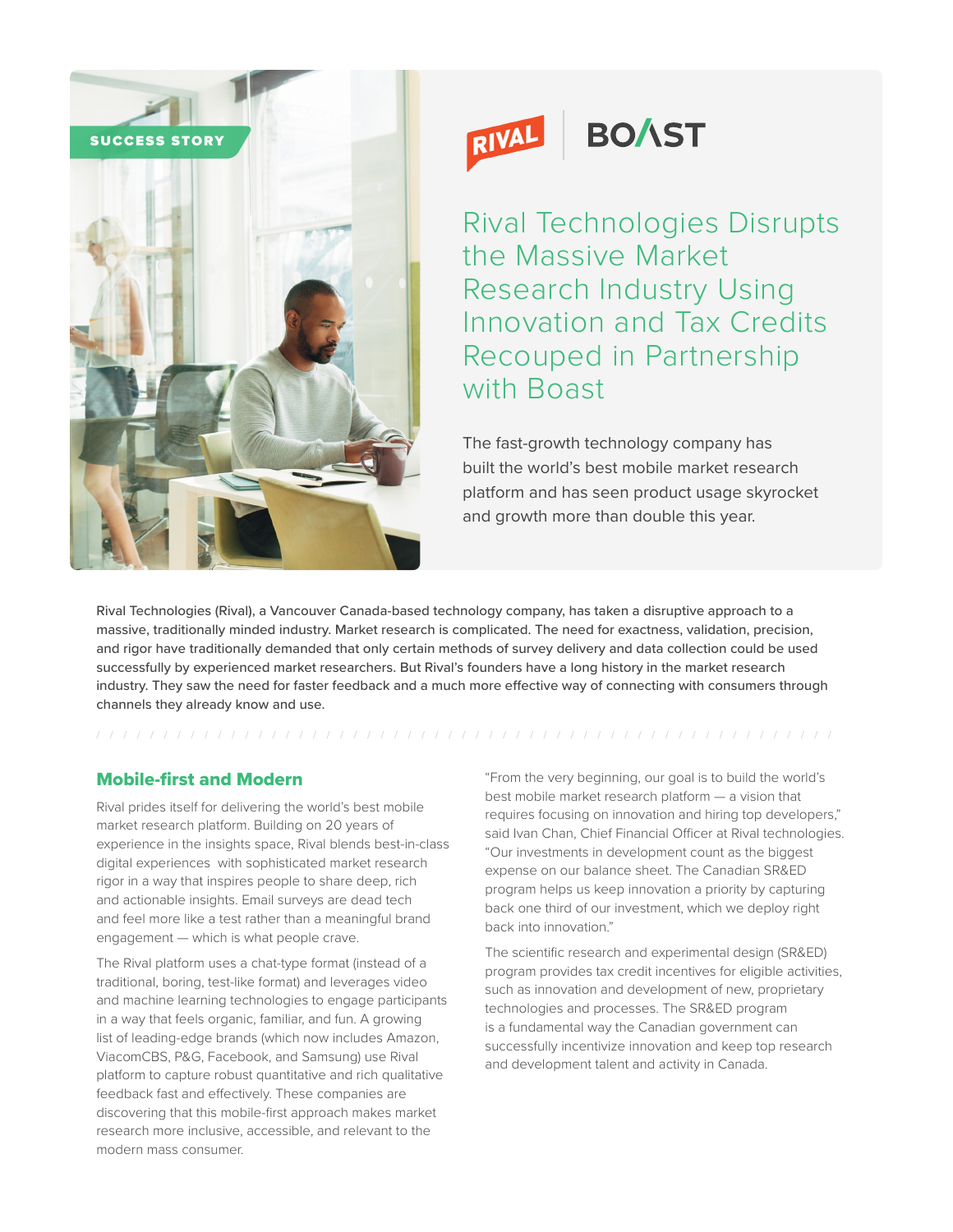SUCCESS STORY

RIVAL | BOAST

# Rival Technologies Disrupts the Massive Market Research Industry Using Innovation and Tax Credits Recouped in Partnership with Boast

The fast-growth technology company has built the world's best mobile market research platform and has seen product usage skyrocket and growth more than double this year.

Rival Technologies (Rival), a Vancouver Canada-based technology company, has taken a disruptive approach to a massive, traditionally minded industry. Market research is complicated. The need for exactness, validation, precision, and rigor have traditionally demanded that only certain methods of survey delivery and data collection could be used successfully by experienced market researchers. But Rival's founders have a long history in the market research industry. They saw the need for faster feedback and a much more effective way of connecting with consumers through channels they already know and use.

## Mobile-first and Modern

Rival prides itself for delivering the world's best mobile market research platform. Building on 20 years of experience in the insights space, Rival blends best-in-class digital experiences with sophisticated market research rigor in a way that inspires people to share deep, rich and actionable insights. Email surveys are dead tech and feel more like a test rather than a meaningful brand engagement — which is what people crave.

The Rival platform uses a chat-type format (instead of a traditional, boring, test-like format) and leverages video and machine learning technologies to engage participants in a way that feels organic, familiar, and fun. A growing list of leading-edge brands (which now includes Amazon, ViacomCBS, P&G, Facebook, and Samsung) use Rival platform to capture robust quantitative and rich qualitative feedback fast and effectively. These companies are discovering that this mobile-first approach makes market research more inclusive, accessible, and relevant to the modern mass consumer.

"From the very beginning, our goal is to build the world's best mobile market research platform — a vision that requires focusing on innovation and hiring top developers," said Ivan Chan, Chief Financial Officer at Rival technologies. "Our investments in development count as the biggest expense on our balance sheet. The Canadian SR&ED program helps us keep innovation a priority by capturing back one third of our investment, which we deploy right back into innovation."

The scientific research and experimental design (SR&ED) program provides tax credit incentives for eligible activities, such as innovation and development of new, proprietary technologies and processes. The SR&ED program is a fundamental way the Canadian government can successfully incentivize innovation and keep top research and development talent and activity in Canada.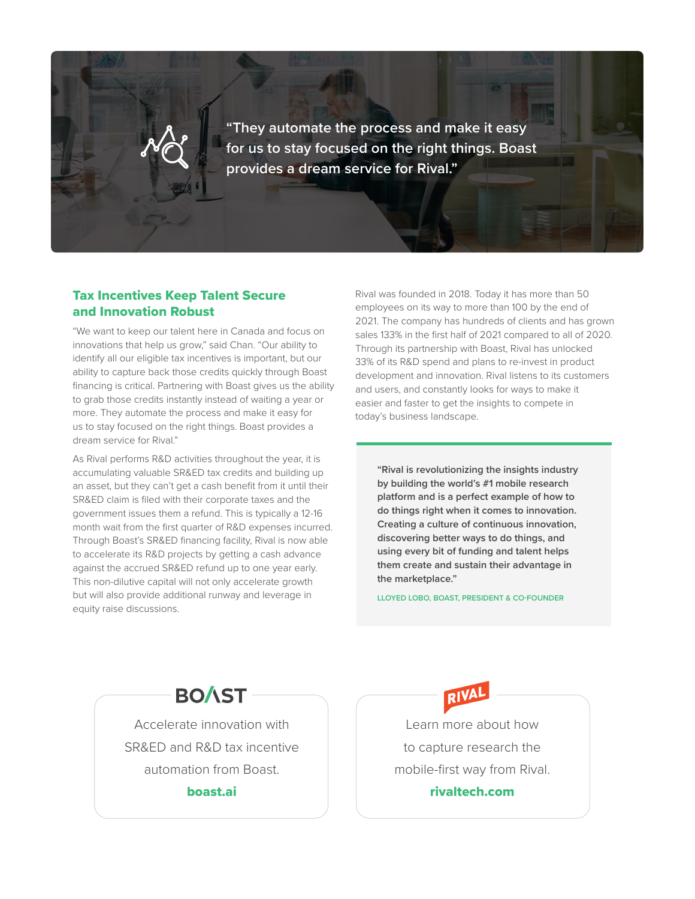> "They automate the process and make it easy for us to stay focused on the right things. Boast provides a dream service for Rival."

## Tax Incentives Keep Talent Secure and Innovation Robust

"We want to keep our talent here in Canada and focus on innovations that help us grow," said Chan. "Our ability to identify all our eligible tax incentives is important, but our ability to capture back those credits quickly through Boast financing is critical. Partnering with Boast gives us the ability to grab those credits instantly instead of waiting a year or more. They automate the process and make it easy for us to stay focused on the right things. Boast provides a dream service for Rival."

As Rival performs R&D activities throughout the year, it is accumulating valuable SR&ED tax credits and building up an asset, but they can't get a cash benefit from it until their SR&ED claim is filed with their corporate taxes and the government issues them a refund. This is typically a 12-16 month wait from the first quarter of R&D expenses incurred. Through Boast's SR&ED financing facility, Rival is now able to accelerate its R&D projects by getting a cash advance against the accrued SR&ED refund up to one year early. This non-dilutive capital will not only accelerate growth but will also provide additional runway and leverage in equity raise discussions.

Rival was founded in 2018. Today it has more than 50 employees on its way to more than 100 by the end of 2021. The company has hundreds of clients and has grown sales 133% in the first half of 2021 compared to all of 2020. Through its partnership with Boast, Rival has unlocked 33% of its R&D spend and plans to re-invest in product development and innovation. Rival listens to its customers and users, and constantly looks for ways to make it easier and faster to get the insights to compete in today's business landscape.

> **"Rival is revolutionizing the insights industry by building the world's #1 mobile research platform and is a perfect example of how to do things right when it comes to innovation. Creating a culture of continuous innovation, discovering better ways to do things, and using every bit of funding and talent helps them create and sustain their advantage in the marketplace."**
>
> LLOYED LOBO, BOAST, PRESIDENT & CO-FOUNDER

**BOAST**

Accelerate innovation with SR&ED and R&D tax incentive automation from Boast.

**boast.ai**

**RIVAL**

Learn more about how to capture research the mobile-first way from Rival.

**rivaltech.com**